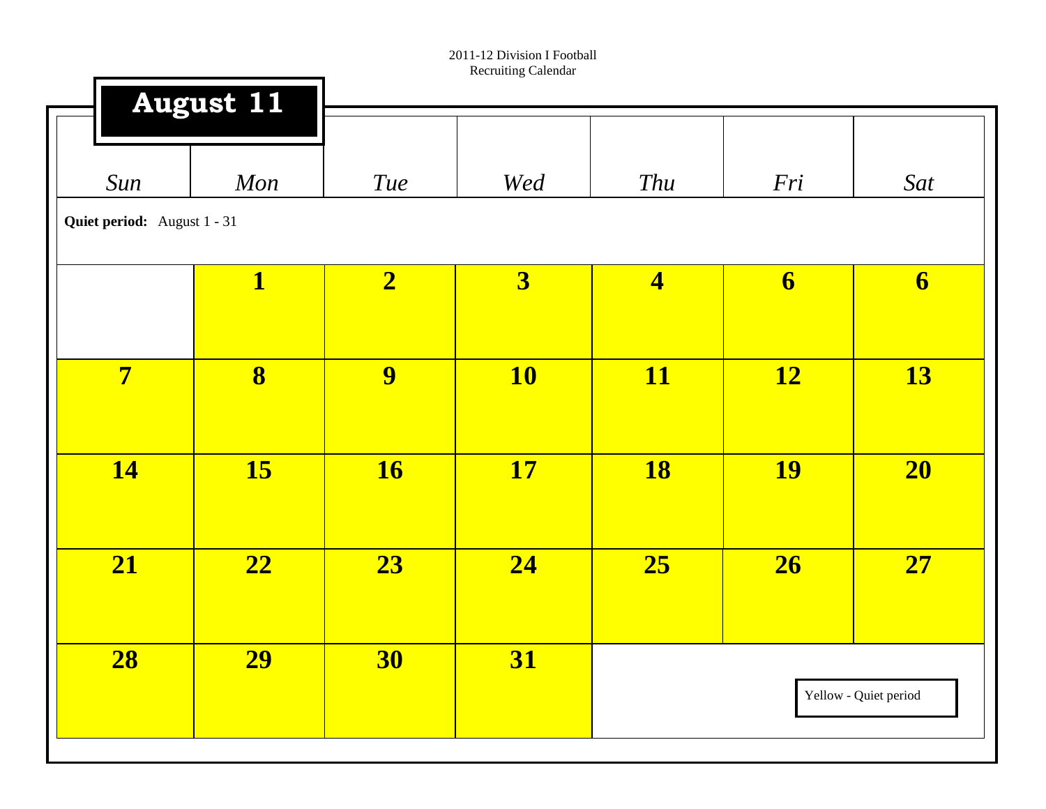2011-12 Division I Football
Recruiting Calendar

# August 11

**Quiet period:** August 1 - 31

| Sun | Mon | Tue | Wed | Thu | Fri | Sat |
| --- | --- | --- | --- | --- | --- | --- |
| | **1** | **2** | **3** | **4** | **6** | **6** |
| **7** | **8** | **9** | **10** | **11** | **12** | **13** |
| **14** | **15** | **16** | **17** | **18** | **19** | **20** |
| **21** | **22** | **23** | **24** | **25** | **26** | **27** |
| **28** | **29** | **30** | **31** | | | |

Yellow - Quiet period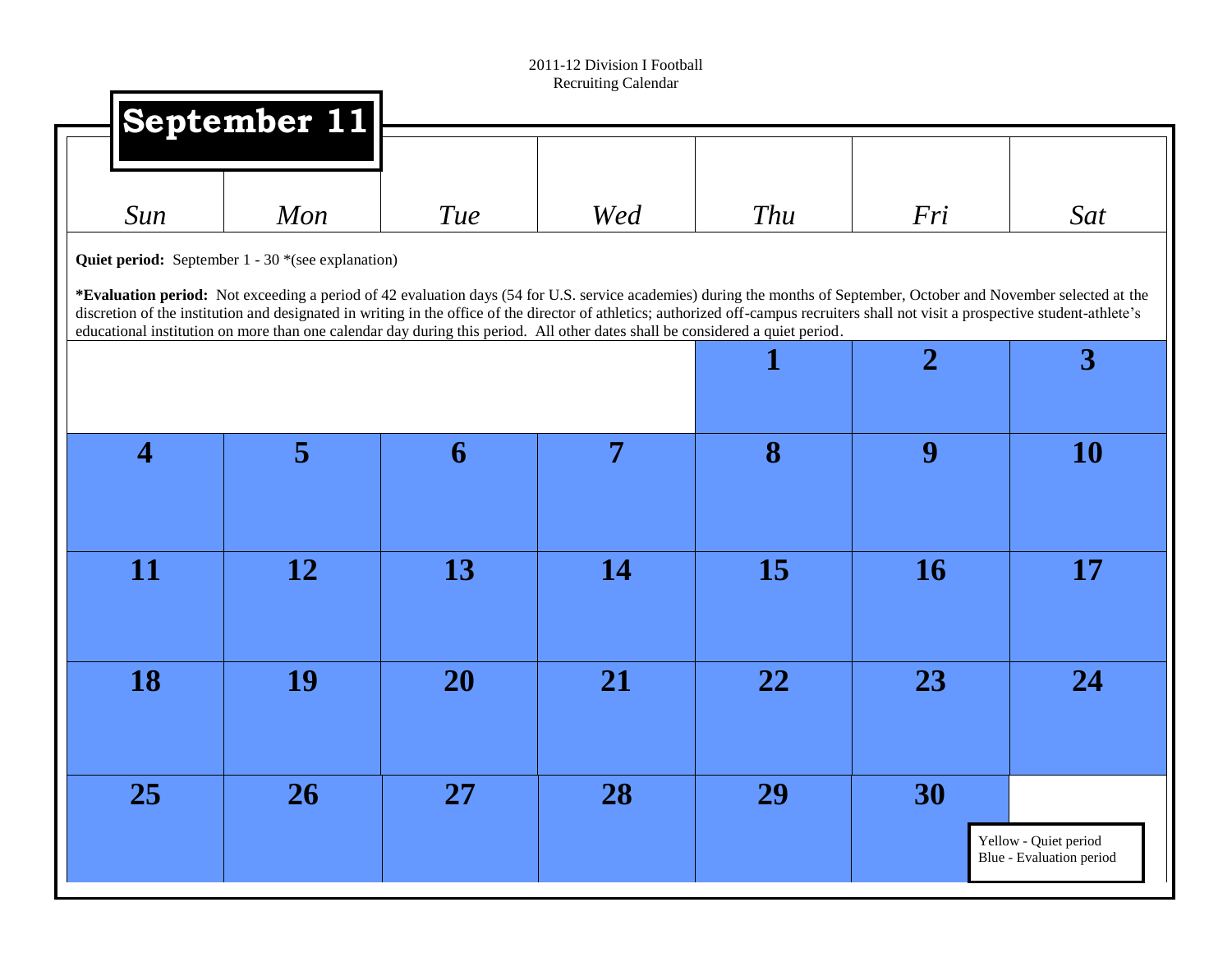2011-12 Division I Football
Recruiting Calendar

# September 11

| Sun | Mon | Tue | Wed | Thu | Fri | Sat |
|---|---|---|---|---|---|---|

**Quiet period:** September 1 - 30 *(see explanation)

***Evaluation period:** Not exceeding a period of 42 evaluation days (54 for U.S. service academies) during the months of September, October and November selected at the discretion of the institution and designated in writing in the office of the director of athletics; authorized off-campus recruiters shall not visit a prospective student-athlete's educational institution on more than one calendar day during this period. All other dates shall be considered a quiet period.

| Sun | Mon | Tue | Wed | Thu | Fri | Sat |
|---|---|---|---|---|---|---|
| | | | | 1 | 2 | 3 |
| 4 | 5 | 6 | 7 | 8 | 9 | 10 |
| 11 | 12 | 13 | 14 | 15 | 16 | 17 |
| 18 | 19 | 20 | 21 | 22 | 23 | 24 |
| 25 | 26 | 27 | 28 | 29 | 30 | |

Yellow - Quiet period
Blue - Evaluation period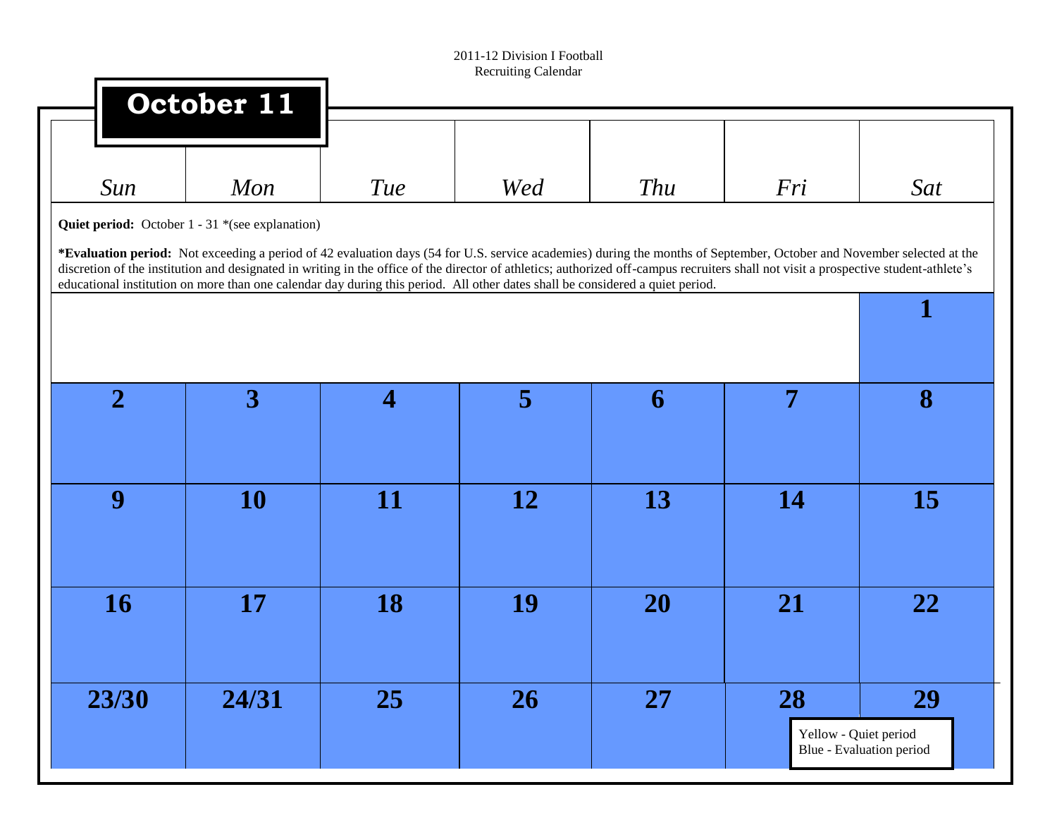2011-12 Division I Football
Recruiting Calendar

# October 11

| Sun | Mon | Tue | Wed | Thu | Fri | Sat |
|---|---|---|---|---|---|---|
| | | | | | | 1 |
| 2 | 3 | 4 | 5 | 6 | 7 | 8 |
| 9 | 10 | 11 | 12 | 13 | 14 | 15 |
| 16 | 17 | 18 | 19 | 20 | 21 | 22 |
| 23/30 | 24/31 | 25 | 26 | 27 | 28 | 29 |

**Quiet period:** October 1 - 31 *(see explanation)

***Evaluation period:** Not exceeding a period of 42 evaluation days (54 for U.S. service academies) during the months of September, October and November selected at the discretion of the institution and designated in writing in the office of the director of athletics; authorized off-campus recruiters shall not visit a prospective student-athlete's educational institution on more than one calendar day during this period. All other dates shall be considered a quiet period.

Yellow - Quiet period
Blue - Evaluation period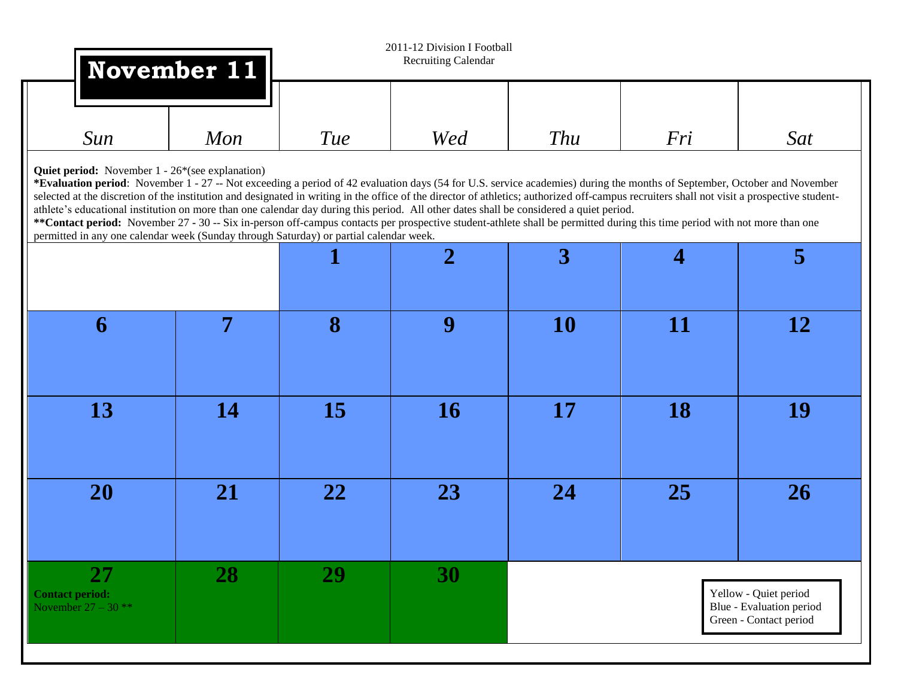2011-12 Division I Football
Recruiting Calendar

# November 11

**Quiet period:** November 1 - 26*(see explanation)
***Evaluation period**: November 1 - 27 -- Not exceeding a period of 42 evaluation days (54 for U.S. service academies) during the months of September, October and November selected at the discretion of the institution and designated in writing in the office of the director of athletics; authorized off-campus recruiters shall not visit a prospective student-athlete's educational institution on more than one calendar day during this period. All other dates shall be considered a quiet period.
****Contact period:** November 27 - 30 -- Six in-person off-campus contacts per prospective student-athlete shall be permitted during this time period with not more than one permitted in any one calendar week (Sunday through Saturday) or partial calendar week.

| *Sun* | *Mon* | *Tue* | *Wed* | *Thu* | *Fri* | *Sat* |
|---|---|---|---|---|---|---|
| | | **1** | **2** | **3** | **4** | **5** |
| **6** | **7** | **8** | **9** | **10** | **11** | **12** |
| **13** | **14** | **15** | **16** | **17** | **18** | **19** |
| **20** | **21** | **22** | **23** | **24** | **25** | **26** |
| **27** **Contact period:** November 27 – 30 ** | **28** | **29** | **30** | | | |

Yellow - Quiet period
Blue - Evaluation period
Green - Contact period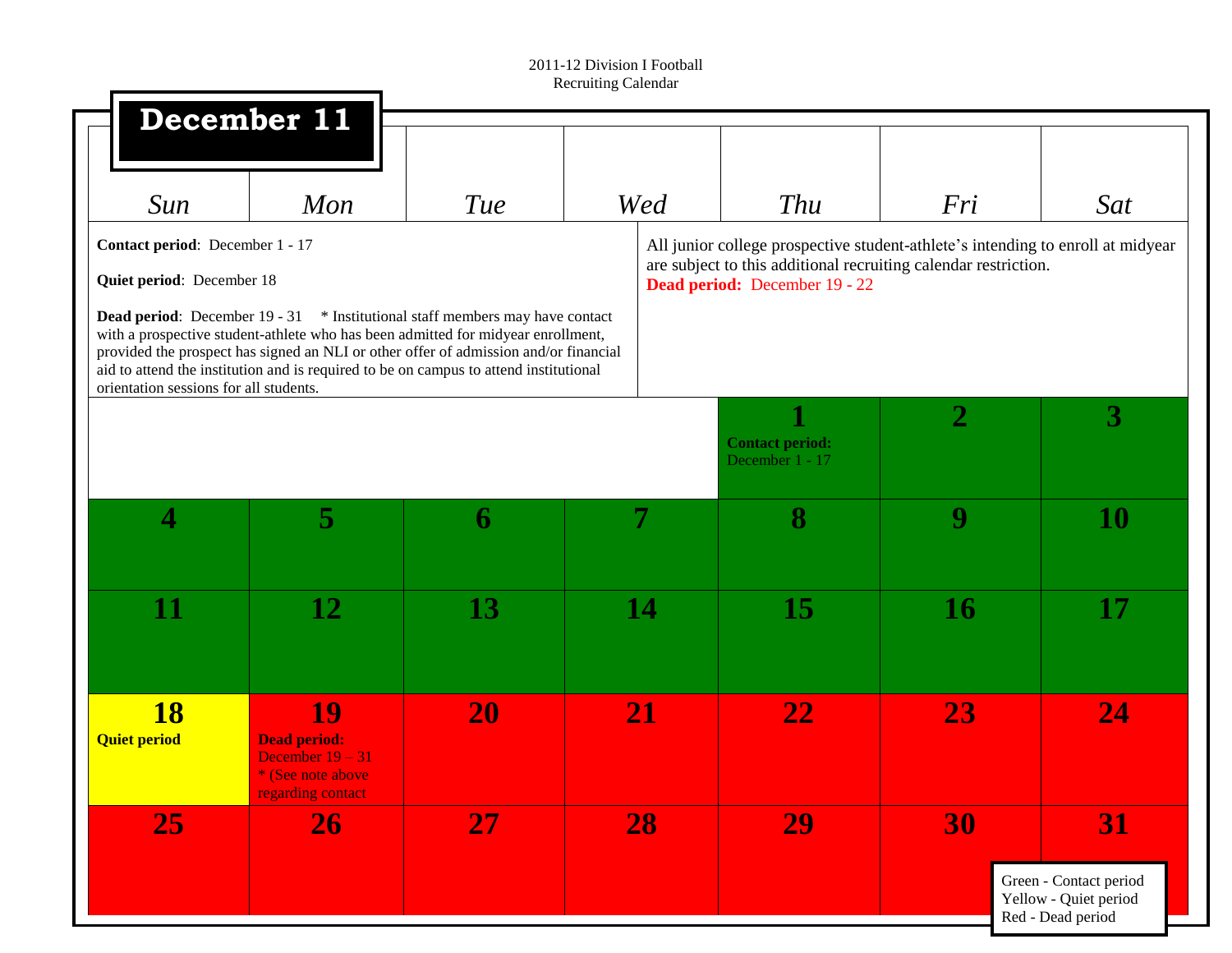2011-12 Division I Football
Recruiting Calendar

# December 11

**Contact period**: December 1 - 17

**Quiet period**: December 18

**Dead period**: December 19 - 31 * Institutional staff members may have contact with a prospective student-athlete who has been admitted for midyear enrollment, provided the prospect has signed an NLI or other offer of admission and/or financial aid to attend the institution and is required to be on campus to attend institutional orientation sessions for all students.

All junior college prospective student-athlete's intending to enroll at midyear are subject to this additional recruiting calendar restriction.
**Dead period:** December 19 - 22

| Sun | Mon | Tue | Wed | Thu | Fri | Sat |
|---|---|---|---|---|---|---|
| | | | | 1 **Contact period:** December 1 - 17 | 2 | 3 |
| 4 | 5 | 6 | 7 | 8 | 9 | 10 |
| 11 | 12 | 13 | 14 | 15 | 16 | 17 |
| 18 **Quiet period** | 19 **Dead period:** December 19 – 31 * (See note above regarding contact | 20 | 21 | 22 | 23 | 24 |
| 25 | 26 | 27 | 28 | 29 | 30 | 31 |

Green - Contact period
Yellow - Quiet period
Red - Dead period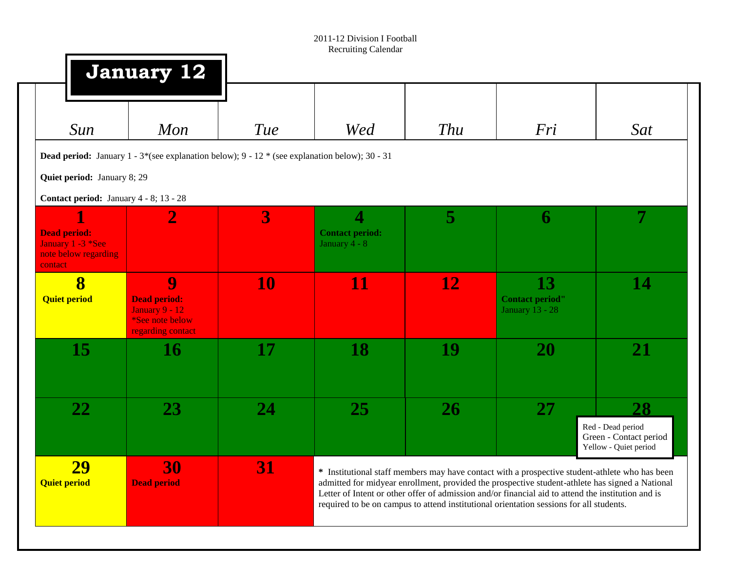2011-12 Division I Football
Recruiting Calendar

# January 12

**Dead period:** January 1 - 3*(see explanation below); 9 - 12 * (see explanation below); 30 - 31

**Quiet period:** January 8; 29

**Contact period:** January 4 - 8; 13 - 28

| *Sun* | *Mon* | *Tue* | *Wed* | *Thu* | *Fri* | *Sat* |
|---|---|---|---|---|---|---|
| **1** **Dead period:** January 1 -3 *See note below regarding contact | **2** | **3** | **4** **Contact period:** January 4 - 8 | **5** | **6** | **7** |
| **8** **Quiet period** | **9** **Dead period:** January 9 - 12 *See note below regarding contact | **10** | **11** | **12** | **13** **Contact period"** January 13 - 28 | **14** |
| **15** | **16** | **17** | **18** | **19** | **20** | **21** |
| **22** | **23** | **24** | **25** | **26** | **27** | **28** |
| **29** **Quiet period** | **30** **Dead period** | **31** | | | | |

Red - Dead period
Green - Contact period
Yellow - Quiet period

* Institutional staff members may have contact with a prospective student-athlete who has been admitted for midyear enrollment, provided the prospective student-athlete has signed a National Letter of Intent or other offer of admission and/or financial aid to attend the institution and is required to be on campus to attend institutional orientation sessions for all students.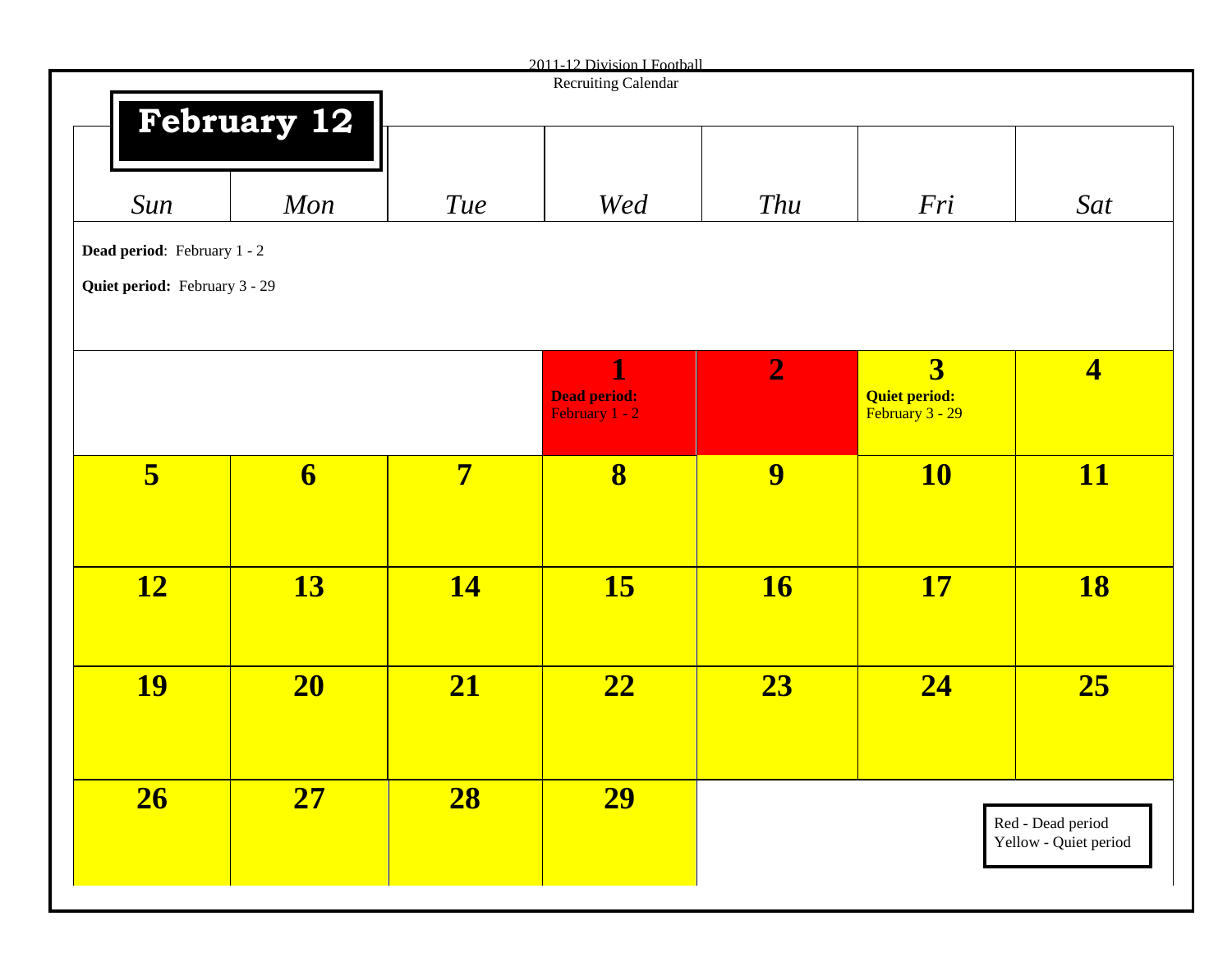2011-12 Division I Football
Recruiting Calendar

# February 12

**Dead period**: February 1 - 2

**Quiet period:** February 3 - 29

| Sun | Mon | Tue | Wed | Thu | Fri | Sat |
|---|---|---|---|---|---|---|
| | | | **1** **Dead period:** February 1 - 2 | **2** | **3** **Quiet period:** February 3 - 29 | **4** |
| **5** | **6** | **7** | **8** | **9** | **10** | **11** |
| **12** | **13** | **14** | **15** | **16** | **17** | **18** |
| **19** | **20** | **21** | **22** | **23** | **24** | **25** |
| **26** | **27** | **28** | **29** | | | |

Red - Dead period
Yellow - Quiet period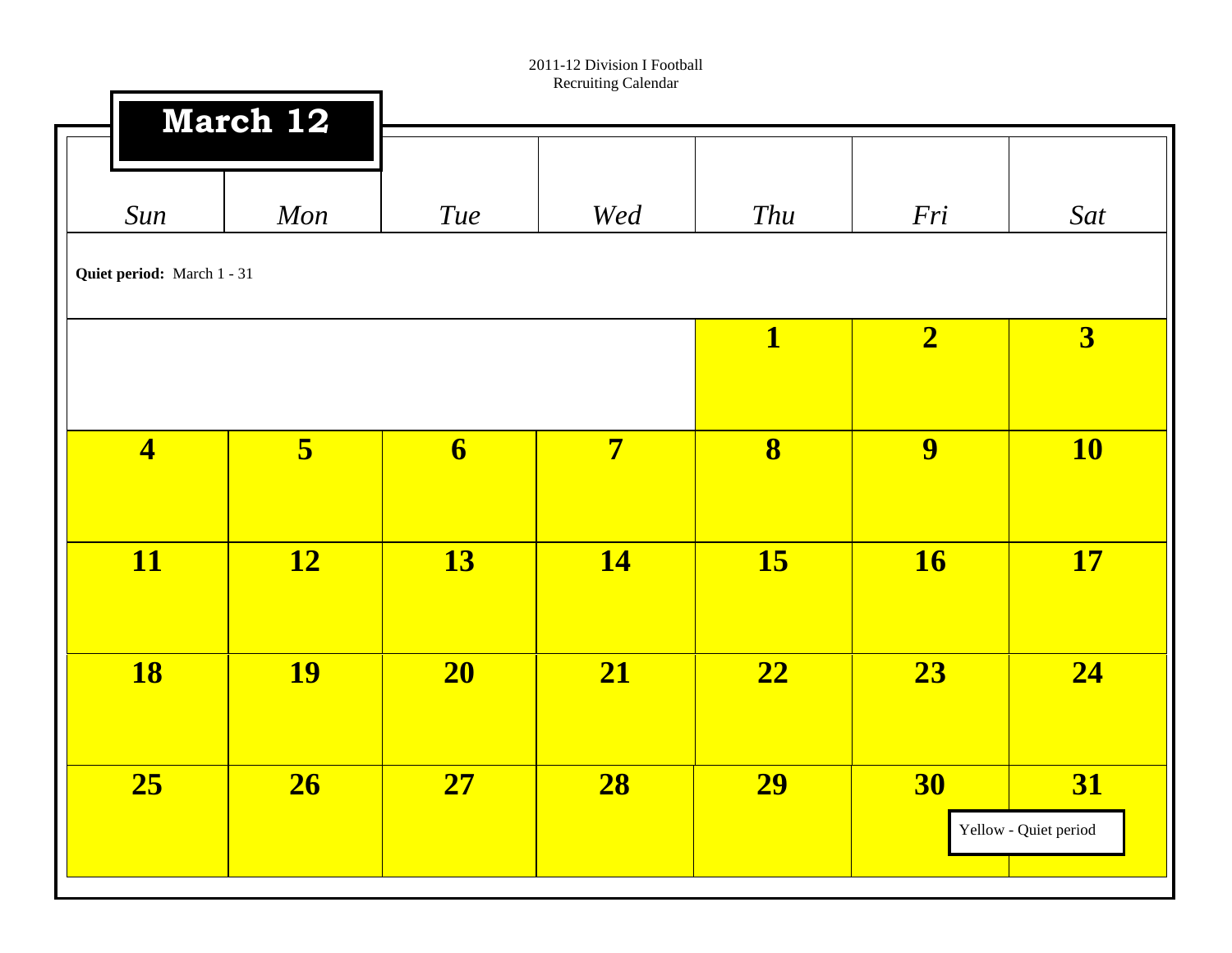2011-12 Division I Football
Recruiting Calendar

## March 12

| Sun | Mon | Tue | Wed | Thu | Fri | Sat |
|---|---|---|---|---|---|---|
| **Quiet period:** March 1 - 31 | | | | | | |
| | | | | **1** | **2** | **3** |
| **4** | **5** | **6** | **7** | **8** | **9** | **10** |
| **11** | **12** | **13** | **14** | **15** | **16** | **17** |
| **18** | **19** | **20** | **21** | **22** | **23** | **24** |
| **25** | **26** | **27** | **28** | **29** | **30** | **31** |

Yellow - Quiet period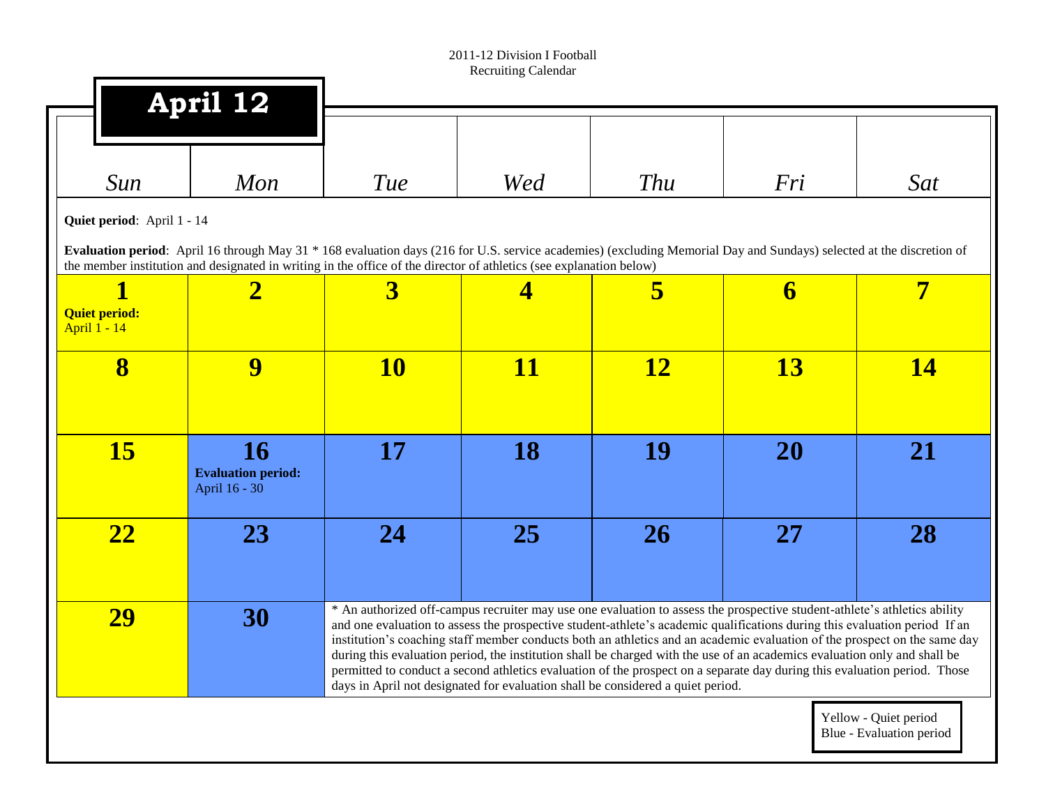2011-12 Division I Football
Recruiting Calendar

# April 12

**Quiet period**: April 1 - 14

**Evaluation period**: April 16 through May 31 * 168 evaluation days (216 for U.S. service academies) (excluding Memorial Day and Sundays) selected at the discretion of the member institution and designated in writing in the office of the director of athletics (see explanation below)

| Sun | Mon | Tue | Wed | Thu | Fri | Sat |
|---|---|---|---|---|---|---|
| **1** **Quiet period:** April 1 - 14 | **2** | **3** | **4** | **5** | **6** | **7** |
| **8** | **9** | **10** | **11** | **12** | **13** | **14** |
| **15** | **16** **Evaluation period:** April 16 - 30 | **17** | **18** | **19** | **20** | **21** |
| **22** | **23** | **24** | **25** | **26** | **27** | **28** |
| **29** | **30** | | | | | |

* An authorized off-campus recruiter may use one evaluation to assess the prospective student-athlete's athletics ability and one evaluation to assess the prospective student-athlete's academic qualifications during this evaluation period If an institution's coaching staff member conducts both an athletics and an academic evaluation of the prospect on the same day during this evaluation period, the institution shall be charged with the use of an academics evaluation only and shall be permitted to conduct a second athletics evaluation of the prospect on a separate day during this evaluation period. Those days in April not designated for evaluation shall be considered a quiet period.

Yellow - Quiet period
Blue - Evaluation period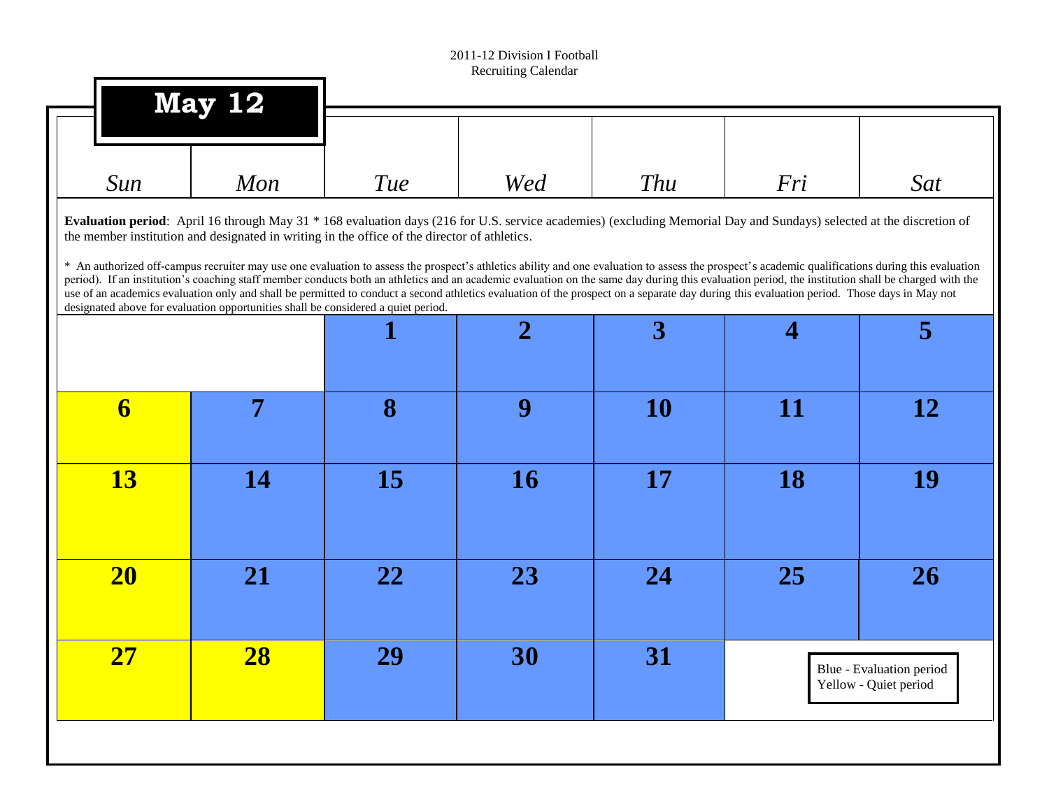2011-12 Division I Football
Recruiting Calendar

# May 12

**Evaluation period**: April 16 through May 31 * 168 evaluation days (216 for U.S. service academies) (excluding Memorial Day and Sundays) selected at the discretion of the member institution and designated in writing in the office of the director of athletics.

* An authorized off-campus recruiter may use one evaluation to assess the prospect's athletics ability and one evaluation to assess the prospect's academic qualifications during this evaluation period). If an institution's coaching staff member conducts both an athletics and an academic evaluation on the same day during this evaluation period, the institution shall be charged with the use of an academics evaluation only and shall be permitted to conduct a second athletics evaluation of the prospect on a separate day during this evaluation period. Those days in May not designated above for evaluation opportunities shall be considered a quiet period.

| Sun | Mon | Tue | Wed | Thu | Fri | Sat |
|---|---|---|---|---|---|---|
| | | 1 (Blue) | 2 (Blue) | 3 (Blue) | 4 (Blue) | 5 (Blue) |
| 6 (Yellow) | 7 (Blue) | 8 (Blue) | 9 (Blue) | 10 (Blue) | 11 (Blue) | 12 (Blue) |
| 13 (Yellow) | 14 (Blue) | 15 (Blue) | 16 (Blue) | 17 (Blue) | 18 (Blue) | 19 (Blue) |
| 20 (Yellow) | 21 (Blue) | 22 (Blue) | 23 (Blue) | 24 (Blue) | 25 (Blue) | 26 (Blue) |
| 27 (Yellow) | 28 (Yellow) | 29 (Blue) | 30 (Blue) | 31 (Blue) | | |

Blue - Evaluation period
Yellow - Quiet period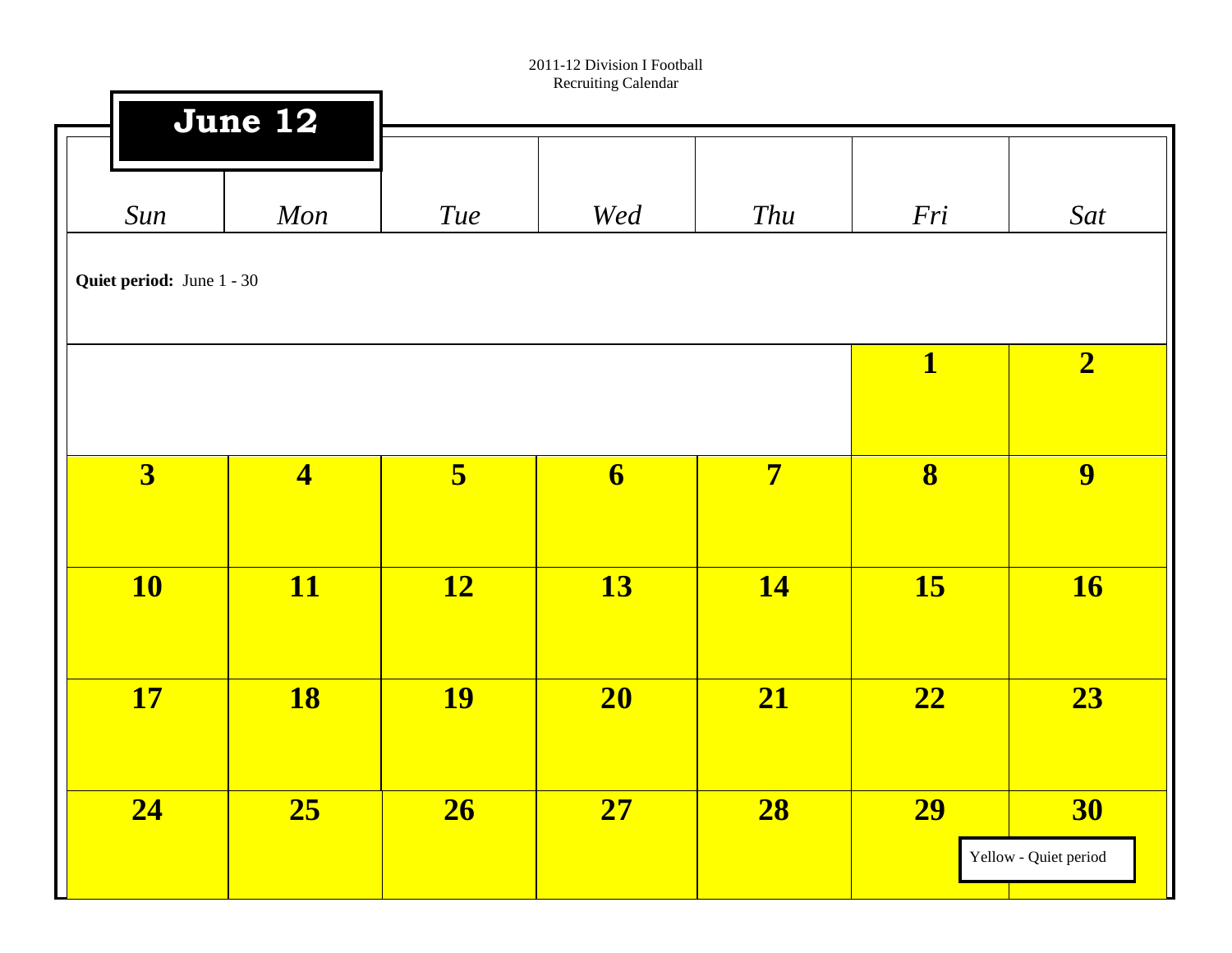2011-12 Division I Football
Recruiting Calendar

## June 12

**Quiet period:** June 1 - 30

| Sun | Mon | Tue | Wed | Thu | Fri | Sat |
|---|---|---|---|---|---|---|
| | | | | | **1** | **2** |
| **3** | **4** | **5** | **6** | **7** | **8** | **9** |
| **10** | **11** | **12** | **13** | **14** | **15** | **16** |
| **17** | **18** | **19** | **20** | **21** | **22** | **23** |
| **24** | **25** | **26** | **27** | **28** | **29** | **30** |

Yellow - Quiet period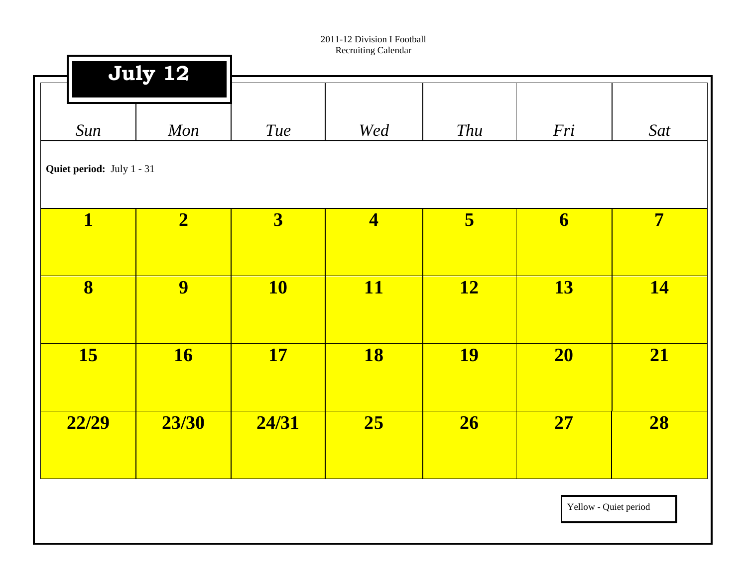2011-12 Division I Football
Recruiting Calendar

# July 12

Quiet period: July 1 - 31

| Sun | Mon | Tue | Wed | Thu | Fri | Sat |
|---|---|---|---|---|---|---|
| 1 | 2 | 3 | 4 | 5 | 6 | 7 |
| 8 | 9 | 10 | 11 | 12 | 13 | 14 |
| 15 | 16 | 17 | 18 | 19 | 20 | 21 |
| 22/29 | 23/30 | 24/31 | 25 | 26 | 27 | 28 |

Yellow - Quiet period